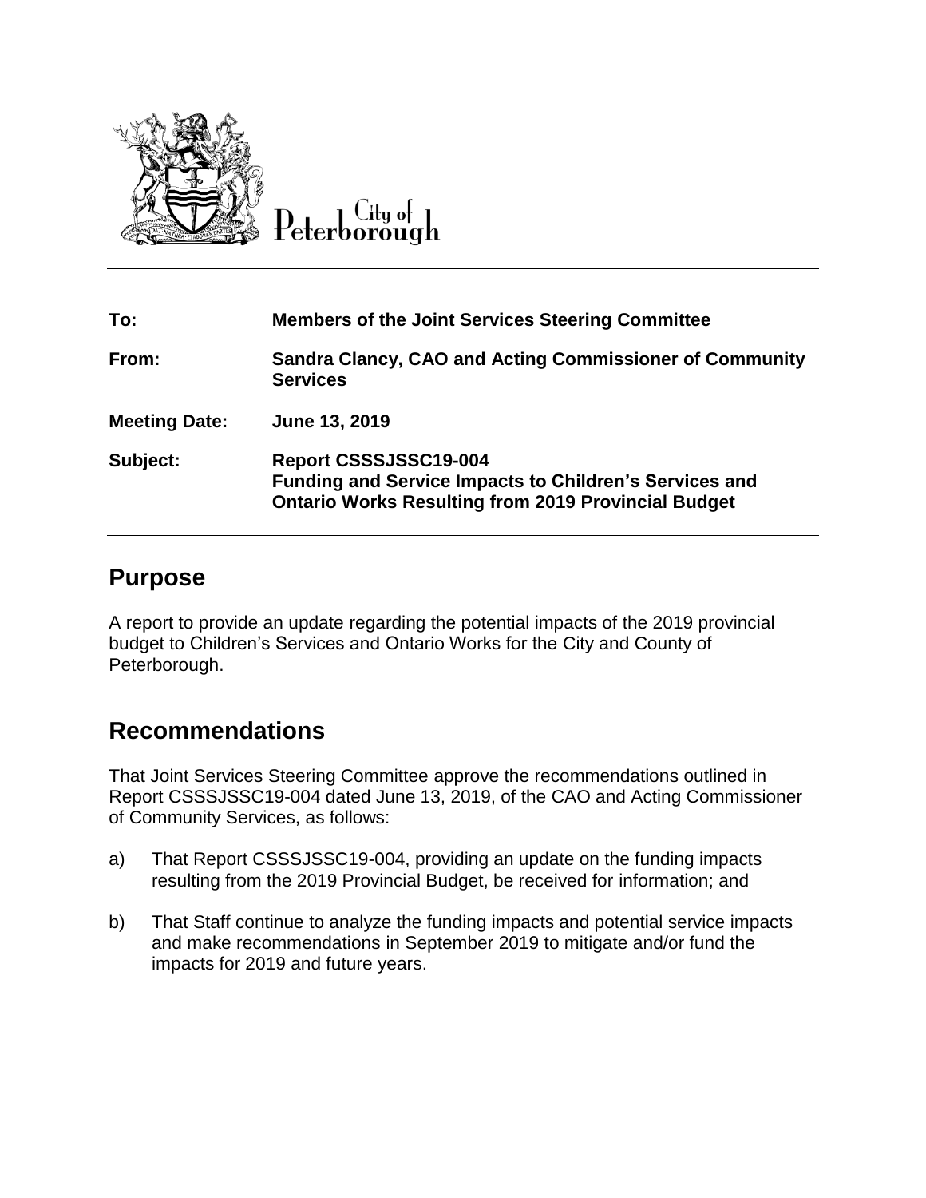City of Peterborough

| To: | Members of the Joint Services Steering Committee |
|---|---|
| From: | Sandra Clancy, CAO and Acting Commissioner of Community Services |
| Meeting Date: | June 13, 2019 |
| Subject: | Report CSSSJSSC19-004<br>Funding and Service Impacts to Children's Services and Ontario Works Resulting from 2019 Provincial Budget |

## Purpose

A report to provide an update regarding the potential impacts of the 2019 provincial budget to Children's Services and Ontario Works for the City and County of Peterborough.

## Recommendations

That Joint Services Steering Committee approve the recommendations outlined in Report CSSSJSSC19-004 dated June 13, 2019, of the CAO and Acting Commissioner of Community Services, as follows:

a) That Report CSSSJSSC19-004, providing an update on the funding impacts resulting from the 2019 Provincial Budget, be received for information; and

b) That Staff continue to analyze the funding impacts and potential service impacts and make recommendations in September 2019 to mitigate and/or fund the impacts for 2019 and future years.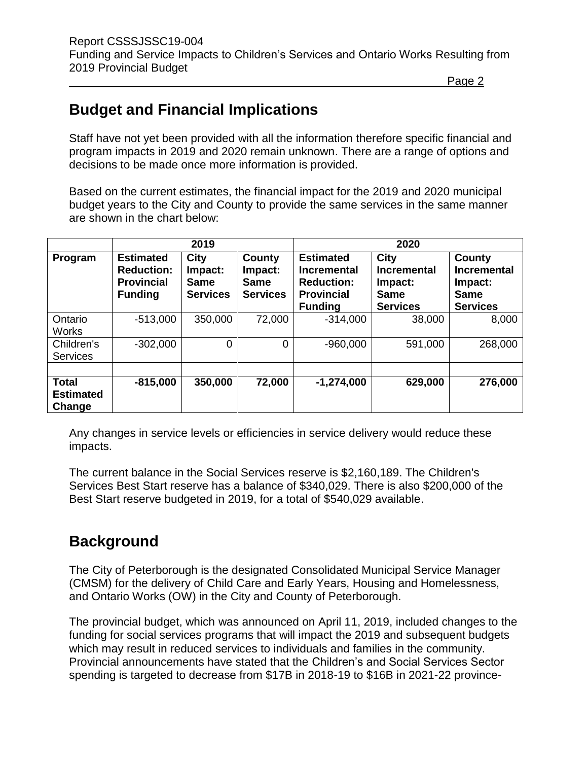## Budget and Financial Implications

Staff have not yet been provided with all the information therefore specific financial and program impacts in 2019 and 2020 remain unknown. There are a range of options and decisions to be made once more information is provided.

Based on the current estimates, the financial impact for the 2019 and 2020 municipal budget years to the City and County to provide the same services in the same manner are shown in the chart below:

| | 2019 | | | 2020 | | |
|---|---|---|---|---|---|---|
| **Program** | **Estimated Reduction: Provincial Funding** | **City Impact: Same Services** | **County Impact: Same Services** | **Estimated Incremental Reduction: Provincial Funding** | **City Incremental Impact: Same Services** | **County Incremental Impact: Same Services** |
| Ontario Works | -513,000 | 350,000 | 72,000 | -314,000 | 38,000 | 8,000 |
| Children's Services | -302,000 | 0 | 0 | -960,000 | 591,000 | 268,000 |
| | | | | | | |
| **Total Estimated Change** | **-815,000** | **350,000** | **72,000** | **-1,274,000** | **629,000** | **276,000** |

Any changes in service levels or efficiencies in service delivery would reduce these impacts.

The current balance in the Social Services reserve is $2,160,189. The Children's Services Best Start reserve has a balance of $340,029. There is also $200,000 of the Best Start reserve budgeted in 2019, for a total of $540,029 available.

## Background

The City of Peterborough is the designated Consolidated Municipal Service Manager (CMSM) for the delivery of Child Care and Early Years, Housing and Homelessness, and Ontario Works (OW) in the City and County of Peterborough.

The provincial budget, which was announced on April 11, 2019, included changes to the funding for social services programs that will impact the 2019 and subsequent budgets which may result in reduced services to individuals and families in the community. Provincial announcements have stated that the Children's and Social Services Sector spending is targeted to decrease from $17B in 2018-19 to $16B in 2021-22 province-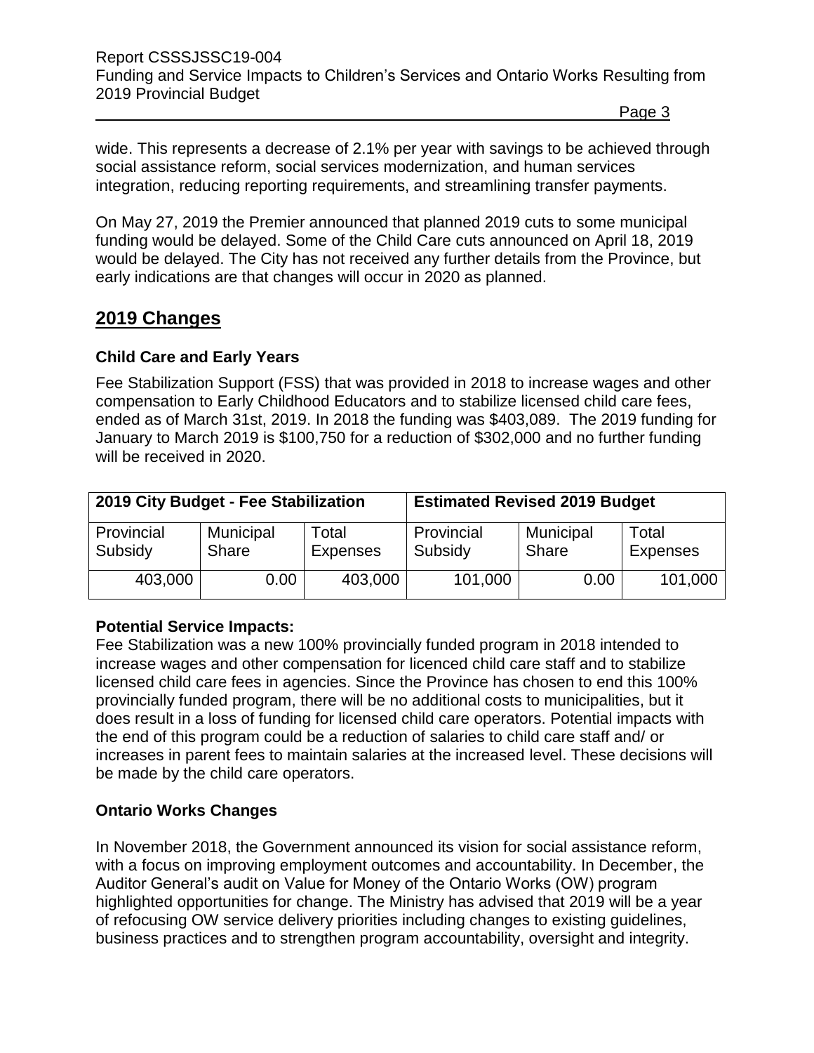wide. This represents a decrease of 2.1% per year with savings to be achieved through social assistance reform, social services modernization, and human services integration, reducing reporting requirements, and streamlining transfer payments.

On May 27, 2019 the Premier announced that planned 2019 cuts to some municipal funding would be delayed. Some of the Child Care cuts announced on April 18, 2019 would be delayed. The City has not received any further details from the Province, but early indications are that changes will occur in 2020 as planned.

## 2019 Changes

### Child Care and Early Years

Fee Stabilization Support (FSS) that was provided in 2018 to increase wages and other compensation to Early Childhood Educators and to stabilize licensed child care fees, ended as of March 31st, 2019. In 2018 the funding was $403,089. The 2019 funding for January to March 2019 is $100,750 for a reduction of $302,000 and no further funding will be received in 2020.

| 2019 City Budget - Fee Stabilization | | | Estimated Revised 2019 Budget | | |
|---|---|---|---|---|---|
| Provincial Subsidy | Municipal Share | Total Expenses | Provincial Subsidy | Municipal Share | Total Expenses |
| 403,000 | 0.00 | 403,000 | 101,000 | 0.00 | 101,000 |

**Potential Service Impacts:**

Fee Stabilization was a new 100% provincially funded program in 2018 intended to increase wages and other compensation for licenced child care staff and to stabilize licensed child care fees in agencies. Since the Province has chosen to end this 100% provincially funded program, there will be no additional costs to municipalities, but it does result in a loss of funding for licensed child care operators. Potential impacts with the end of this program could be a reduction of salaries to child care staff and/ or increases in parent fees to maintain salaries at the increased level. These decisions will be made by the child care operators.

### Ontario Works Changes

In November 2018, the Government announced its vision for social assistance reform, with a focus on improving employment outcomes and accountability. In December, the Auditor General's audit on Value for Money of the Ontario Works (OW) program highlighted opportunities for change. The Ministry has advised that 2019 will be a year of refocusing OW service delivery priorities including changes to existing guidelines, business practices and to strengthen program accountability, oversight and integrity.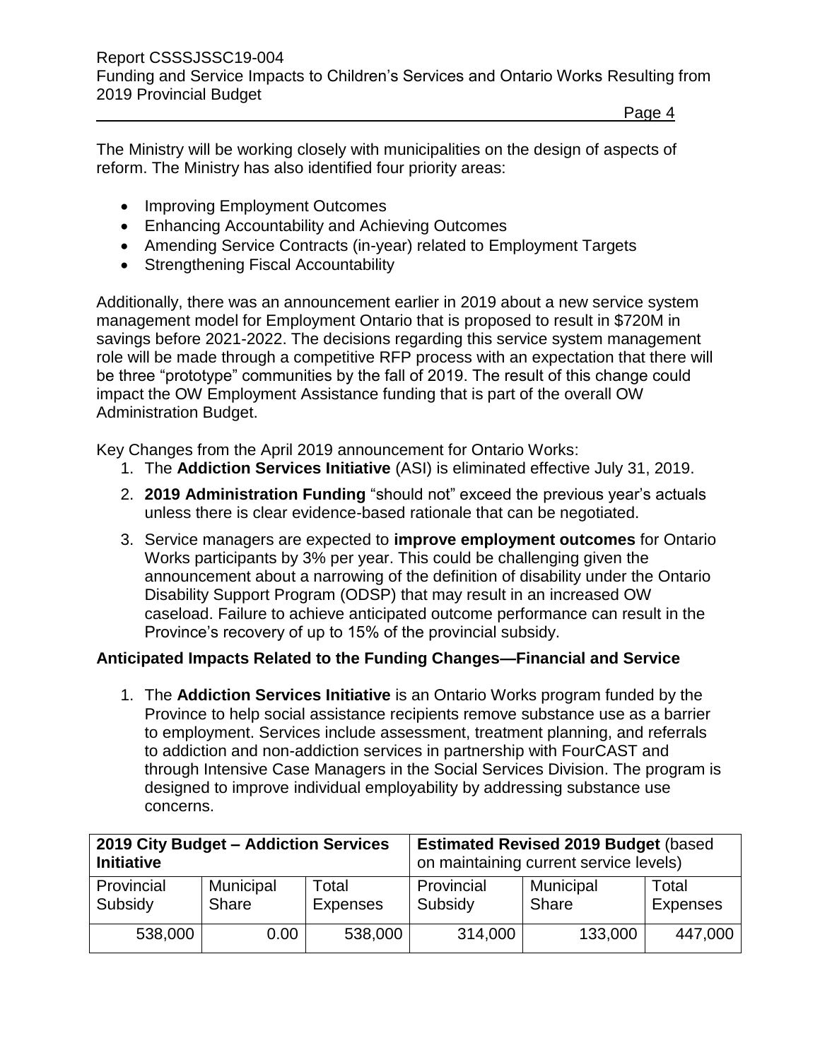The Ministry will be working closely with municipalities on the design of aspects of reform. The Ministry has also identified four priority areas:

- Improving Employment Outcomes
- Enhancing Accountability and Achieving Outcomes
- Amending Service Contracts (in-year) related to Employment Targets
- Strengthening Fiscal Accountability

Additionally, there was an announcement earlier in 2019 about a new service system management model for Employment Ontario that is proposed to result in $720M in savings before 2021-2022. The decisions regarding this service system management role will be made through a competitive RFP process with an expectation that there will be three "prototype" communities by the fall of 2019. The result of this change could impact the OW Employment Assistance funding that is part of the overall OW Administration Budget.

Key Changes from the April 2019 announcement for Ontario Works:

1. The **Addiction Services Initiative** (ASI) is eliminated effective July 31, 2019.
2. **2019 Administration Funding** "should not" exceed the previous year's actuals unless there is clear evidence-based rationale that can be negotiated.
3. Service managers are expected to **improve employment outcomes** for Ontario Works participants by 3% per year. This could be challenging given the announcement about a narrowing of the definition of disability under the Ontario Disability Support Program (ODSP) that may result in an increased OW caseload. Failure to achieve anticipated outcome performance can result in the Province's recovery of up to 15% of the provincial subsidy.

**Anticipated Impacts Related to the Funding Changes—Financial and Service**

1. The **Addiction Services Initiative** is an Ontario Works program funded by the Province to help social assistance recipients remove substance use as a barrier to employment. Services include assessment, treatment planning, and referrals to addiction and non-addiction services in partnership with FourCAST and through Intensive Case Managers in the Social Services Division. The program is designed to improve individual employability by addressing substance use concerns.

| **2019 City Budget – Addiction Services Initiative** | | | **Estimated Revised 2019 Budget** (based on maintaining current service levels) | | |
|---|---|---|---|---|---|
| Provincial Subsidy | Municipal Share | Total Expenses | Provincial Subsidy | Municipal Share | Total Expenses |
| 538,000 | 0.00 | 538,000 | 314,000 | 133,000 | 447,000 |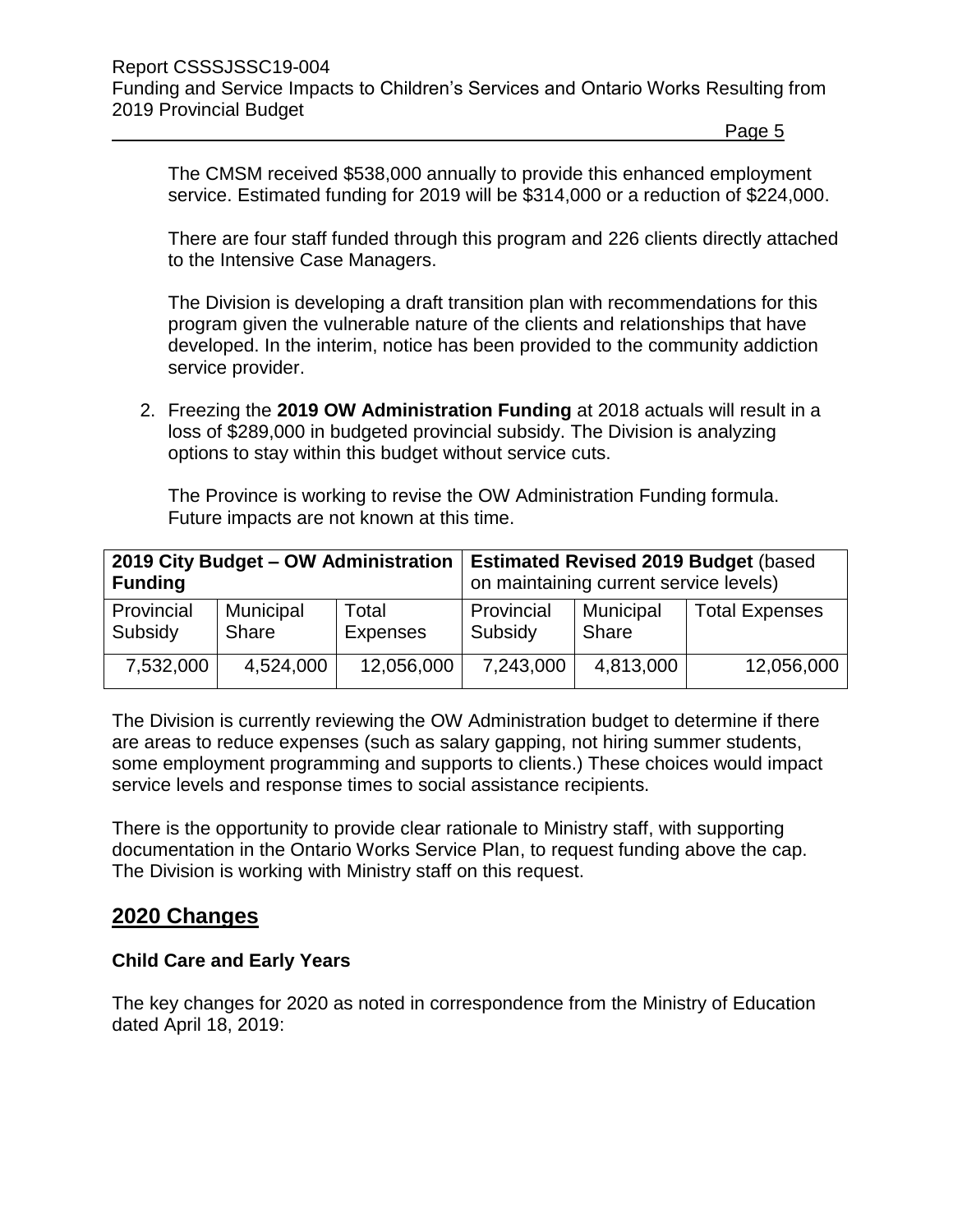The CMSM received $538,000 annually to provide this enhanced employment service. Estimated funding for 2019 will be $314,000 or a reduction of $224,000.

There are four staff funded through this program and 226 clients directly attached to the Intensive Case Managers.

The Division is developing a draft transition plan with recommendations for this program given the vulnerable nature of the clients and relationships that have developed. In the interim, notice has been provided to the community addiction service provider.

2. Freezing the **2019 OW Administration Funding** at 2018 actuals will result in a loss of $289,000 in budgeted provincial subsidy. The Division is analyzing options to stay within this budget without service cuts.

   The Province is working to revise the OW Administration Funding formula. Future impacts are not known at this time.

| **2019 City Budget – OW Administration Funding** | | | **Estimated Revised 2019 Budget** (based on maintaining current service levels) | | |
|---|---|---|---|---|---|
| Provincial Subsidy | Municipal Share | Total Expenses | Provincial Subsidy | Municipal Share | Total Expenses |
| 7,532,000 | 4,524,000 | 12,056,000 | 7,243,000 | 4,813,000 | 12,056,000 |

The Division is currently reviewing the OW Administration budget to determine if there are areas to reduce expenses (such as salary gapping, not hiring summer students, some employment programming and supports to clients.) These choices would impact service levels and response times to social assistance recipients.

There is the opportunity to provide clear rationale to Ministry staff, with supporting documentation in the Ontario Works Service Plan, to request funding above the cap. The Division is working with Ministry staff on this request.

## 2020 Changes

### Child Care and Early Years

The key changes for 2020 as noted in correspondence from the Ministry of Education dated April 18, 2019: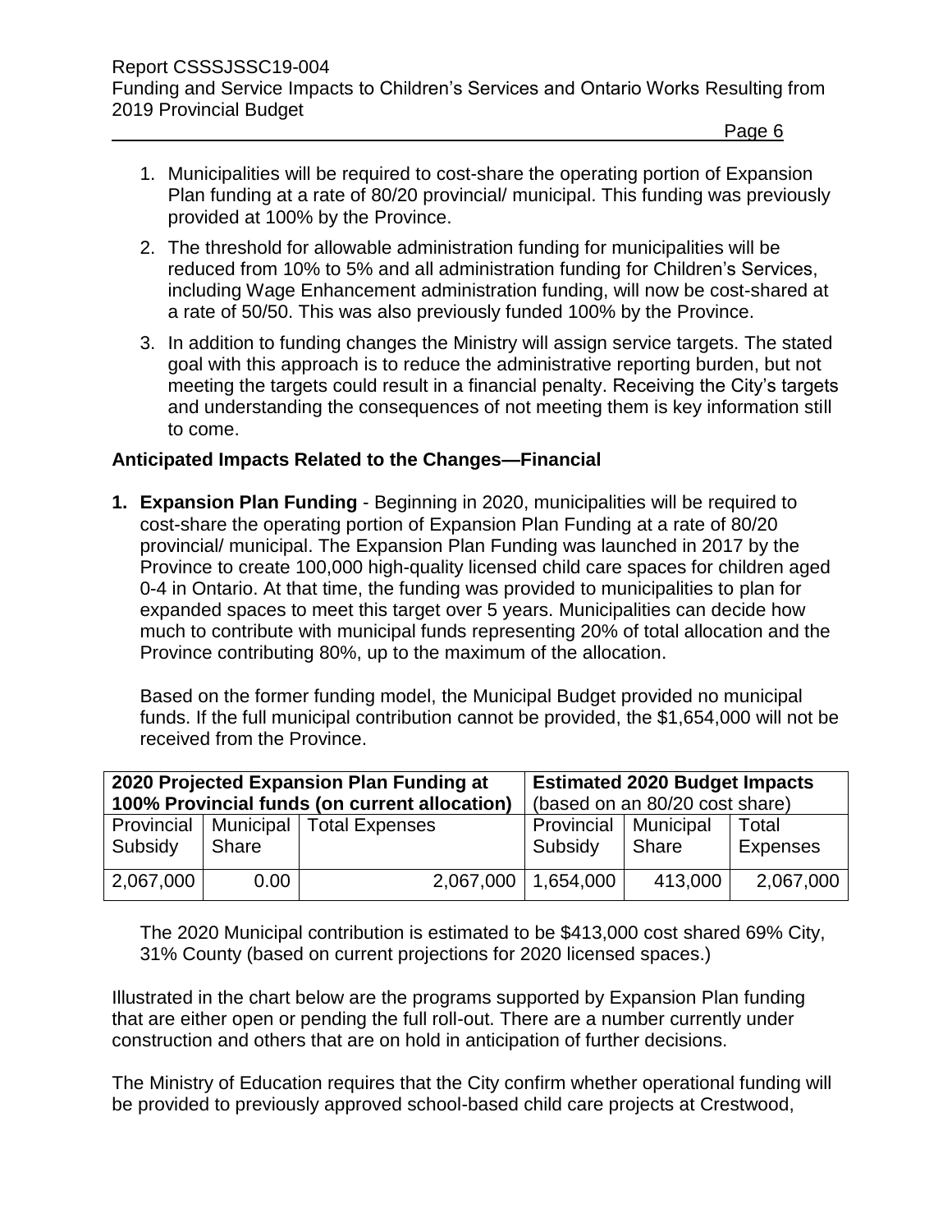1. Municipalities will be required to cost-share the operating portion of Expansion Plan funding at a rate of 80/20 provincial/ municipal. This funding was previously provided at 100% by the Province.
2. The threshold for allowable administration funding for municipalities will be reduced from 10% to 5% and all administration funding for Children's Services, including Wage Enhancement administration funding, will now be cost-shared at a rate of 50/50. This was also previously funded 100% by the Province.
3. In addition to funding changes the Ministry will assign service targets. The stated goal with this approach is to reduce the administrative reporting burden, but not meeting the targets could result in a financial penalty. Receiving the City's targets and understanding the consequences of not meeting them is key information still to come.

**Anticipated Impacts Related to the Changes—Financial**

1. **Expansion Plan Funding** - Beginning in 2020, municipalities will be required to cost-share the operating portion of Expansion Plan Funding at a rate of 80/20 provincial/ municipal. The Expansion Plan Funding was launched in 2017 by the Province to create 100,000 high-quality licensed child care spaces for children aged 0-4 in Ontario. At that time, the funding was provided to municipalities to plan for expanded spaces to meet this target over 5 years. Municipalities can decide how much to contribute with municipal funds representing 20% of total allocation and the Province contributing 80%, up to the maximum of the allocation.

   Based on the former funding model, the Municipal Budget provided no municipal funds. If the full municipal contribution cannot be provided, the $1,654,000 will not be received from the Province.

| **2020 Projected Expansion Plan Funding at 100% Provincial funds (on current allocation)** | | | **Estimated 2020 Budget Impacts** (based on an 80/20 cost share) | | |
|---|---|---|---|---|---|
| Provincial Subsidy | Municipal Share | Total Expenses | Provincial Subsidy | Municipal Share | Total Expenses |
| 2,067,000 | 0.00 | 2,067,000 | 1,654,000 | 413,000 | 2,067,000 |

   The 2020 Municipal contribution is estimated to be $413,000 cost shared 69% City, 31% County (based on current projections for 2020 licensed spaces.)

Illustrated in the chart below are the programs supported by Expansion Plan funding that are either open or pending the full roll-out. There are a number currently under construction and others that are on hold in anticipation of further decisions.

The Ministry of Education requires that the City confirm whether operational funding will be provided to previously approved school-based child care projects at Crestwood,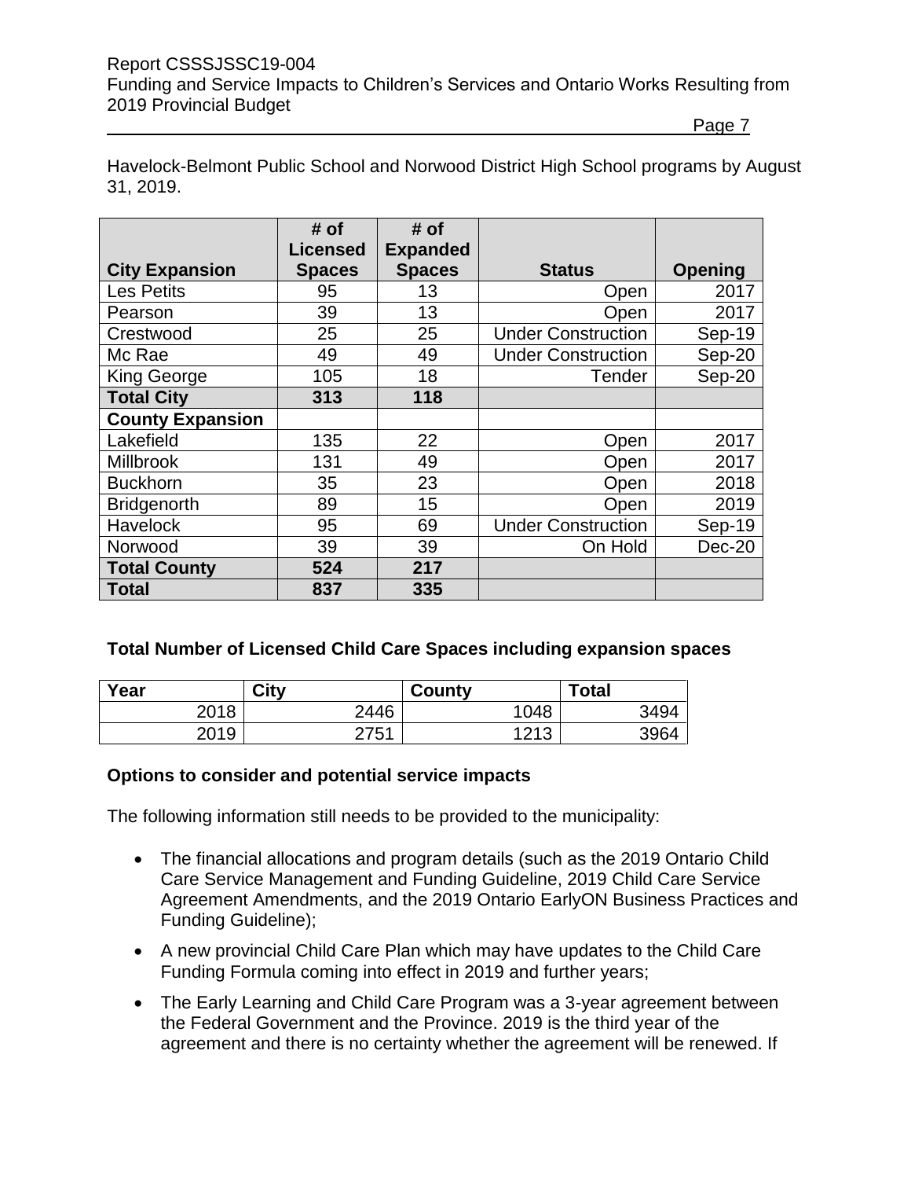Havelock-Belmont Public School and Norwood District High School programs by August 31, 2019.

| City Expansion | # of Licensed Spaces | # of Expanded Spaces | Status | Opening |
|---|---|---|---|---|
| Les Petits | 95 | 13 | Open | 2017 |
| Pearson | 39 | 13 | Open | 2017 |
| Crestwood | 25 | 25 | Under Construction | Sep-19 |
| Mc Rae | 49 | 49 | Under Construction | Sep-20 |
| King George | 105 | 18 | Tender | Sep-20 |
| **Total City** | **313** | **118** | | |
| **County Expansion** | | | | |
| Lakefield | 135 | 22 | Open | 2017 |
| Millbrook | 131 | 49 | Open | 2017 |
| Buckhorn | 35 | 23 | Open | 2018 |
| Bridgenorth | 89 | 15 | Open | 2019 |
| Havelock | 95 | 69 | Under Construction | Sep-19 |
| Norwood | 39 | 39 | On Hold | Dec-20 |
| **Total County** | **524** | **217** | | |
| **Total** | **837** | **335** | | |

**Total Number of Licensed Child Care Spaces including expansion spaces**

| Year | City | County | Total |
|---|---|---|---|
| 2018 | 2446 | 1048 | 3494 |
| 2019 | 2751 | 1213 | 3964 |

**Options to consider and potential service impacts**

The following information still needs to be provided to the municipality:

- The financial allocations and program details (such as the 2019 Ontario Child Care Service Management and Funding Guideline, 2019 Child Care Service Agreement Amendments, and the 2019 Ontario EarlyON Business Practices and Funding Guideline);
- A new provincial Child Care Plan which may have updates to the Child Care Funding Formula coming into effect in 2019 and further years;
- The Early Learning and Child Care Program was a 3-year agreement between the Federal Government and the Province. 2019 is the third year of the agreement and there is no certainty whether the agreement will be renewed. If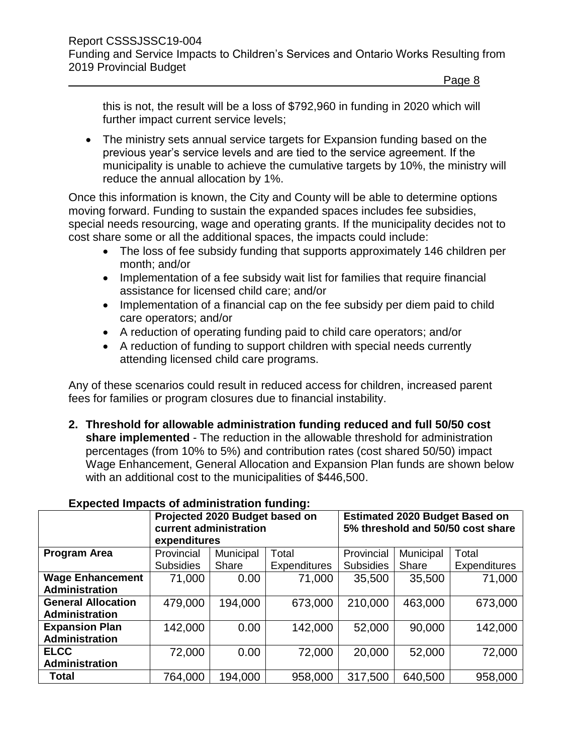this is not, the result will be a loss of $792,960 in funding in 2020 which will further impact current service levels;

- The ministry sets annual service targets for Expansion funding based on the previous year's service levels and are tied to the service agreement. If the municipality is unable to achieve the cumulative targets by 10%, the ministry will reduce the annual allocation by 1%.

Once this information is known, the City and County will be able to determine options moving forward. Funding to sustain the expanded spaces includes fee subsidies, special needs resourcing, wage and operating grants. If the municipality decides not to cost share some or all the additional spaces, the impacts could include:

- The loss of fee subsidy funding that supports approximately 146 children per month; and/or
- Implementation of a fee subsidy wait list for families that require financial assistance for licensed child care; and/or
- Implementation of a financial cap on the fee subsidy per diem paid to child care operators; and/or
- A reduction of operating funding paid to child care operators; and/or
- A reduction of funding to support children with special needs currently attending licensed child care programs.

Any of these scenarios could result in reduced access for children, increased parent fees for families or program closures due to financial instability.

2. **Threshold for allowable administration funding reduced and full 50/50 cost share implemented** - The reduction in the allowable threshold for administration percentages (from 10% to 5%) and contribution rates (cost shared 50/50) impact Wage Enhancement, General Allocation and Expansion Plan funds are shown below with an additional cost to the municipalities of $446,500.

**Expected Impacts of administration funding:**

| | **Projected 2020 Budget based on current administration expenditures** | | | **Estimated 2020 Budget Based on 5% threshold and 50/50 cost share** | | |
|---|---|---|---|---|---|---|
| **Program Area** | Provincial Subsidies | Municipal Share | Total Expenditures | Provincial Subsidies | Municipal Share | Total Expenditures |
| **Wage Enhancement Administration** | 71,000 | 0.00 | 71,000 | 35,500 | 35,500 | 71,000 |
| **General Allocation Administration** | 479,000 | 194,000 | 673,000 | 210,000 | 463,000 | 673,000 |
| **Expansion Plan Administration** | 142,000 | 0.00 | 142,000 | 52,000 | 90,000 | 142,000 |
| **ELCC Administration** | 72,000 | 0.00 | 72,000 | 20,000 | 52,000 | 72,000 |
| **Total** | 764,000 | 194,000 | 958,000 | 317,500 | 640,500 | 958,000 |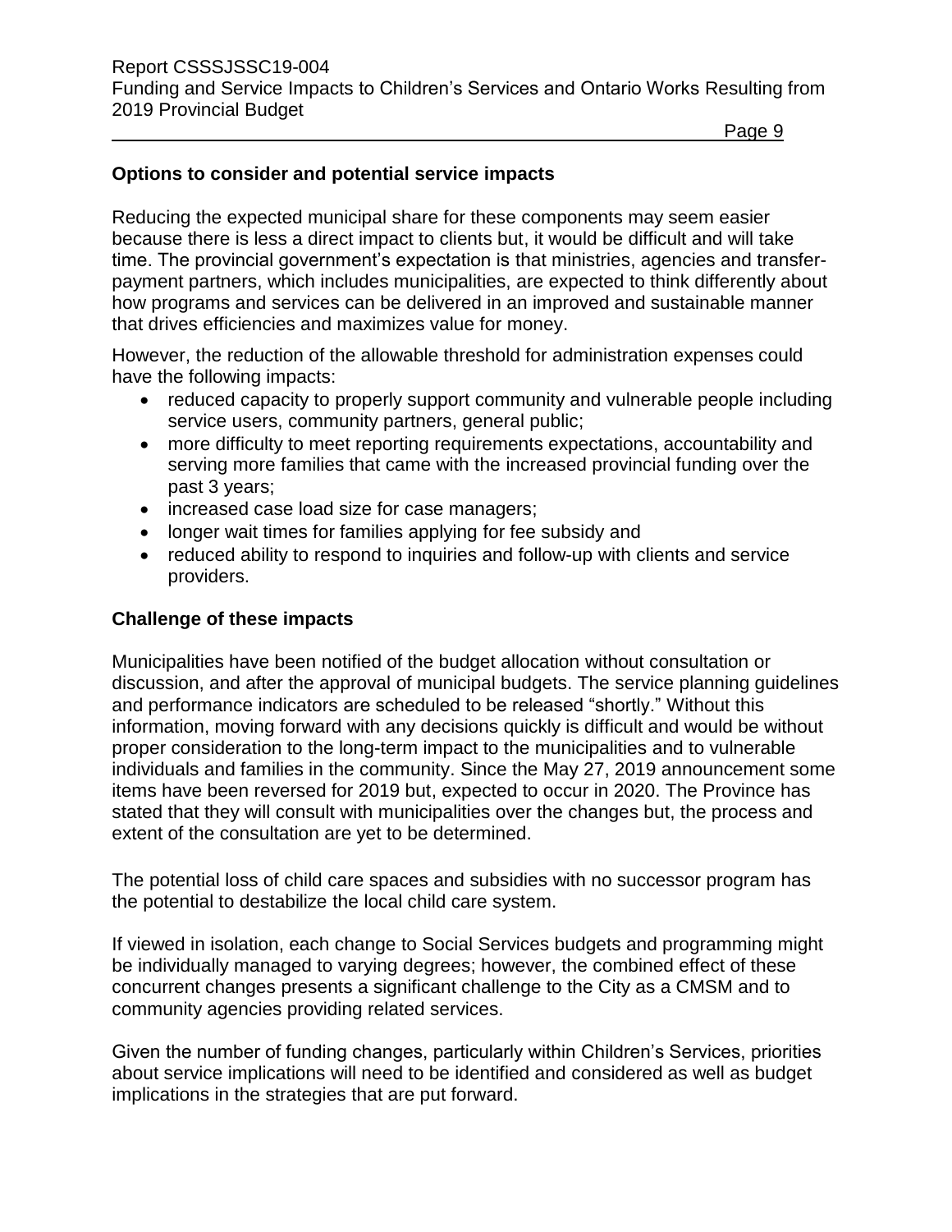### Options to consider and potential service impacts

Reducing the expected municipal share for these components may seem easier because there is less a direct impact to clients but, it would be difficult and will take time. The provincial government's expectation is that ministries, agencies and transfer-payment partners, which includes municipalities, are expected to think differently about how programs and services can be delivered in an improved and sustainable manner that drives efficiencies and maximizes value for money.

However, the reduction of the allowable threshold for administration expenses could have the following impacts:

- reduced capacity to properly support community and vulnerable people including service users, community partners, general public;
- more difficulty to meet reporting requirements expectations, accountability and serving more families that came with the increased provincial funding over the past 3 years;
- increased case load size for case managers;
- longer wait times for families applying for fee subsidy and
- reduced ability to respond to inquiries and follow-up with clients and service providers.

### Challenge of these impacts

Municipalities have been notified of the budget allocation without consultation or discussion, and after the approval of municipal budgets. The service planning guidelines and performance indicators are scheduled to be released "shortly." Without this information, moving forward with any decisions quickly is difficult and would be without proper consideration to the long-term impact to the municipalities and to vulnerable individuals and families in the community. Since the May 27, 2019 announcement some items have been reversed for 2019 but, expected to occur in 2020. The Province has stated that they will consult with municipalities over the changes but, the process and extent of the consultation are yet to be determined.

The potential loss of child care spaces and subsidies with no successor program has the potential to destabilize the local child care system.

If viewed in isolation, each change to Social Services budgets and programming might be individually managed to varying degrees; however, the combined effect of these concurrent changes presents a significant challenge to the City as a CMSM and to community agencies providing related services.

Given the number of funding changes, particularly within Children's Services, priorities about service implications will need to be identified and considered as well as budget implications in the strategies that are put forward.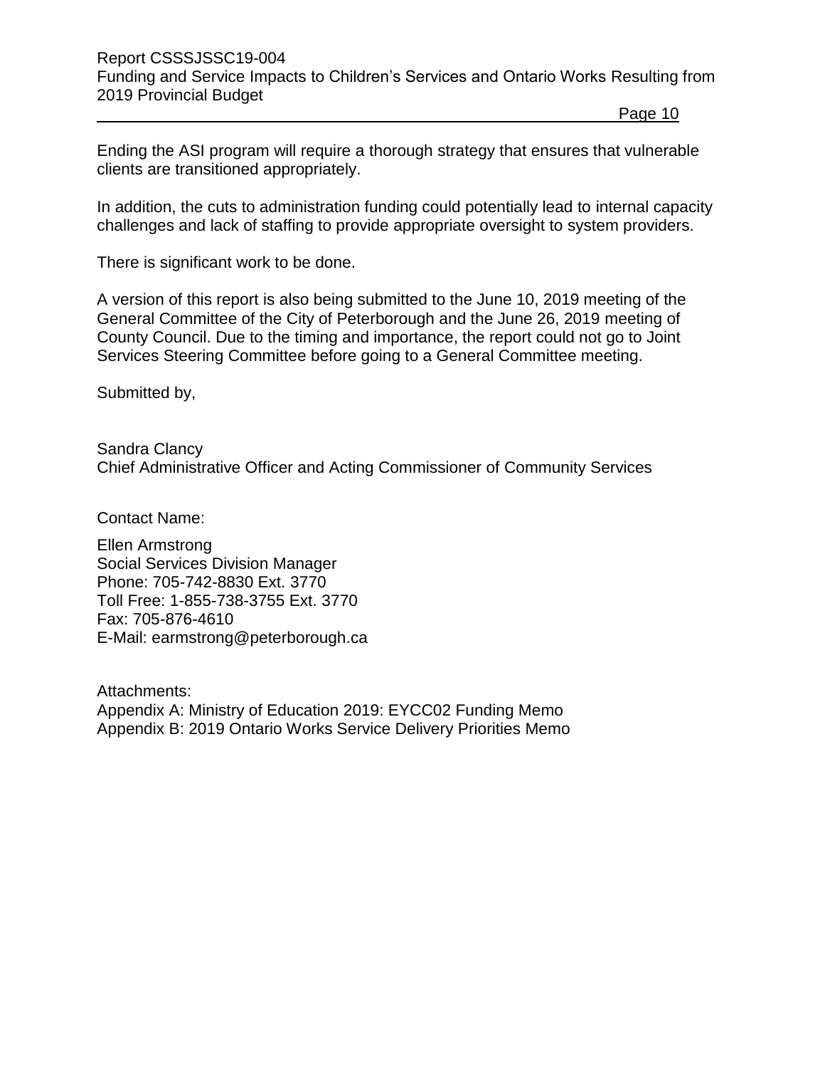Ending the ASI program will require a thorough strategy that ensures that vulnerable clients are transitioned appropriately.

In addition, the cuts to administration funding could potentially lead to internal capacity challenges and lack of staffing to provide appropriate oversight to system providers.

There is significant work to be done.

A version of this report is also being submitted to the June 10, 2019 meeting of the General Committee of the City of Peterborough and the June 26, 2019 meeting of County Council. Due to the timing and importance, the report could not go to Joint Services Steering Committee before going to a General Committee meeting.

Submitted by,

Sandra Clancy
Chief Administrative Officer and Acting Commissioner of Community Services

Contact Name:

Ellen Armstrong
Social Services Division Manager
Phone: 705-742-8830 Ext. 3770
Toll Free: 1-855-738-3755 Ext. 3770
Fax: 705-876-4610
E-Mail: earmstrong@peterborough.ca

Attachments:
Appendix A: Ministry of Education 2019: EYCC02 Funding Memo
Appendix B: 2019 Ontario Works Service Delivery Priorities Memo